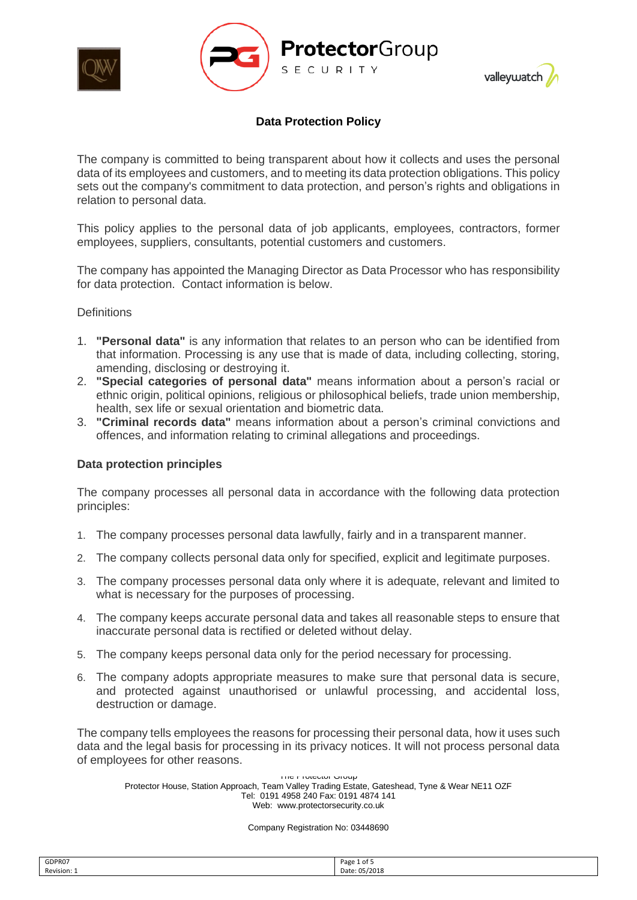## Data Protection Policy

The company is committed to being transparent about how it collects and uses the personal data of its employees and customers, and to meeting its data protection obligations. This policy sets out the company's commitment to data protection, and person's rights and obligations in relation to personal data.

This policy applies to the personal data of job applicants, employees, contractors, former employees, suppliers, consultants, potential customers and customers.

The company has appointed the Managing Director as Data Processor who has responsibility for data protection. Contact information is below.

Definitions

1. **"Personal data"** is any information that relates to an person who can be identified from that information. Processing is any use that is made of data, including collecting, storing, amending, disclosing or destroying it.
2. **"Special categories of personal data"** means information about a person's racial or ethnic origin, political opinions, religious or philosophical beliefs, trade union membership, health, sex life or sexual orientation and biometric data.
3. **"Criminal records data"** means information about a person's criminal convictions and offences, and information relating to criminal allegations and proceedings.

### Data protection principles

The company processes all personal data in accordance with the following data protection principles:

1. The company processes personal data lawfully, fairly and in a transparent manner.
2. The company collects personal data only for specified, explicit and legitimate purposes.
3. The company processes personal data only where it is adequate, relevant and limited to what is necessary for the purposes of processing.
4. The company keeps accurate personal data and takes all reasonable steps to ensure that inaccurate personal data is rectified or deleted without delay.
5. The company keeps personal data only for the period necessary for processing.
6. The company adopts appropriate measures to make sure that personal data is secure, and protected against unauthorised or unlawful processing, and accidental loss, destruction or damage.

The company tells employees the reasons for processing their personal data, how it uses such data and the legal basis for processing in its privacy notices. It will not process personal data of employees for other reasons.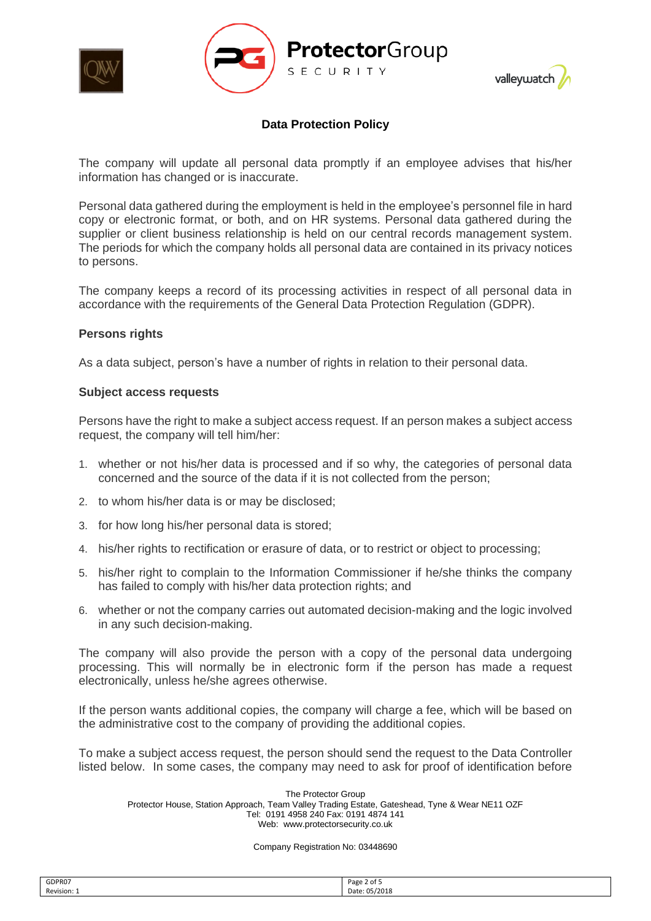The company will update all personal data promptly if an employee advises that his/her information has changed or is inaccurate.

Personal data gathered during the employment is held in the employee's personnel file in hard copy or electronic format, or both, and on HR systems. Personal data gathered during the supplier or client business relationship is held on our central records management system. The periods for which the company holds all personal data are contained in its privacy notices to persons.

The company keeps a record of its processing activities in respect of all personal data in accordance with the requirements of the General Data Protection Regulation (GDPR).

**Persons rights**

As a data subject, person's have a number of rights in relation to their personal data.

**Subject access requests**

Persons have the right to make a subject access request. If an person makes a subject access request, the company will tell him/her:

1. whether or not his/her data is processed and if so why, the categories of personal data concerned and the source of the data if it is not collected from the person;
2. to whom his/her data is or may be disclosed;
3. for how long his/her personal data is stored;
4. his/her rights to rectification or erasure of data, or to restrict or object to processing;
5. his/her right to complain to the Information Commissioner if he/she thinks the company has failed to comply with his/her data protection rights; and
6. whether or not the company carries out automated decision-making and the logic involved in any such decision-making.

The company will also provide the person with a copy of the personal data undergoing processing. This will normally be in electronic form if the person has made a request electronically, unless he/she agrees otherwise.

If the person wants additional copies, the company will charge a fee, which will be based on the administrative cost to the company of providing the additional copies.

To make a subject access request, the person should send the request to the Data Controller listed below. In some cases, the company may need to ask for proof of identification before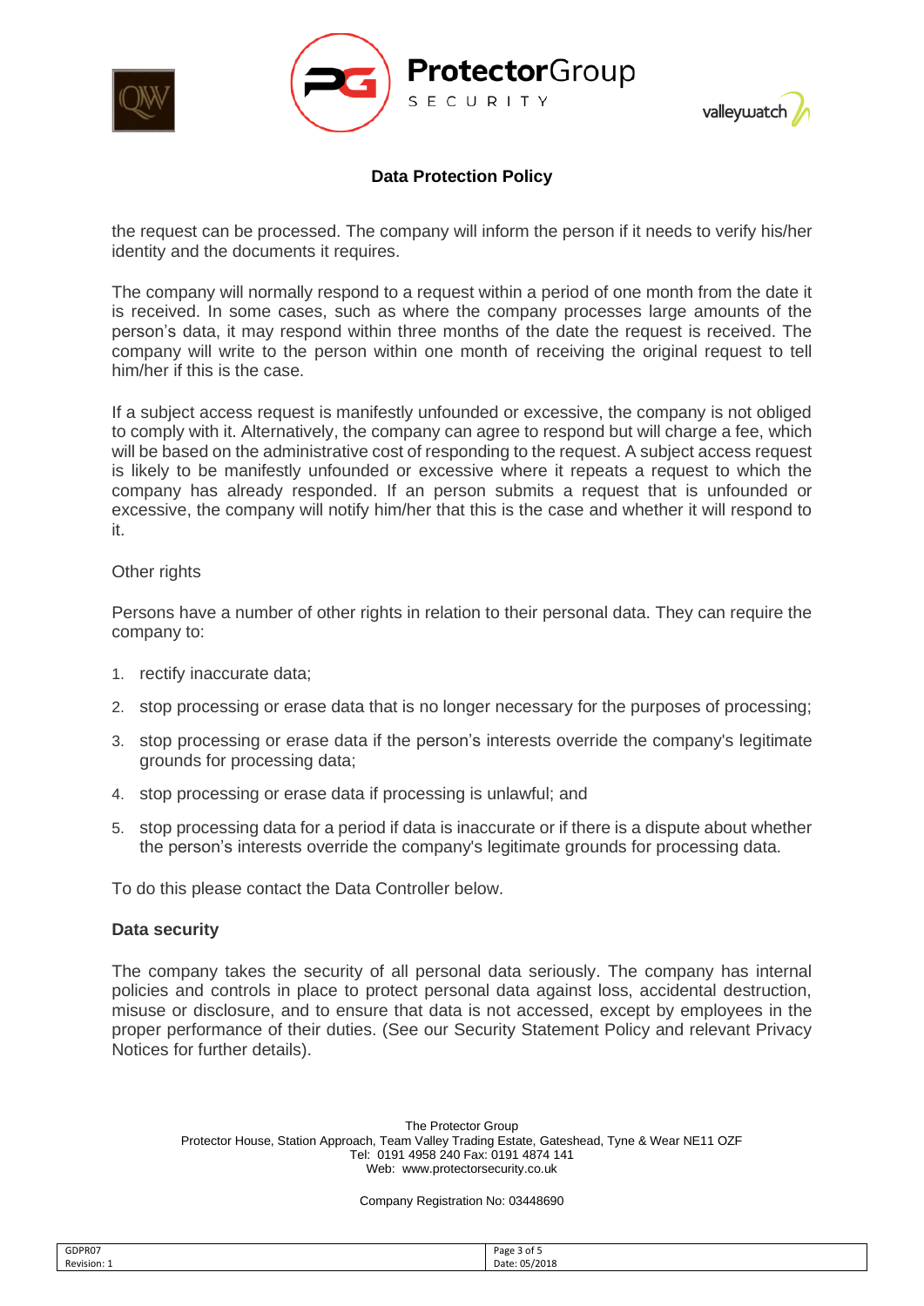the request can be processed. The company will inform the person if it needs to verify his/her identity and the documents it requires.

The company will normally respond to a request within a period of one month from the date it is received. In some cases, such as where the company processes large amounts of the person's data, it may respond within three months of the date the request is received. The company will write to the person within one month of receiving the original request to tell him/her if this is the case.

If a subject access request is manifestly unfounded or excessive, the company is not obliged to comply with it. Alternatively, the company can agree to respond but will charge a fee, which will be based on the administrative cost of responding to the request. A subject access request is likely to be manifestly unfounded or excessive where it repeats a request to which the company has already responded. If an person submits a request that is unfounded or excessive, the company will notify him/her that this is the case and whether it will respond to it.

Other rights

Persons have a number of other rights in relation to their personal data. They can require the company to:

1. rectify inaccurate data;
2. stop processing or erase data that is no longer necessary for the purposes of processing;
3. stop processing or erase data if the person's interests override the company's legitimate grounds for processing data;
4. stop processing or erase data if processing is unlawful; and
5. stop processing data for a period if data is inaccurate or if there is a dispute about whether the person's interests override the company's legitimate grounds for processing data.

To do this please contact the Data Controller below.

**Data security**

The company takes the security of all personal data seriously. The company has internal policies and controls in place to protect personal data against loss, accidental destruction, misuse or disclosure, and to ensure that data is not accessed, except by employees in the proper performance of their duties. (See our Security Statement Policy and relevant Privacy Notices for further details).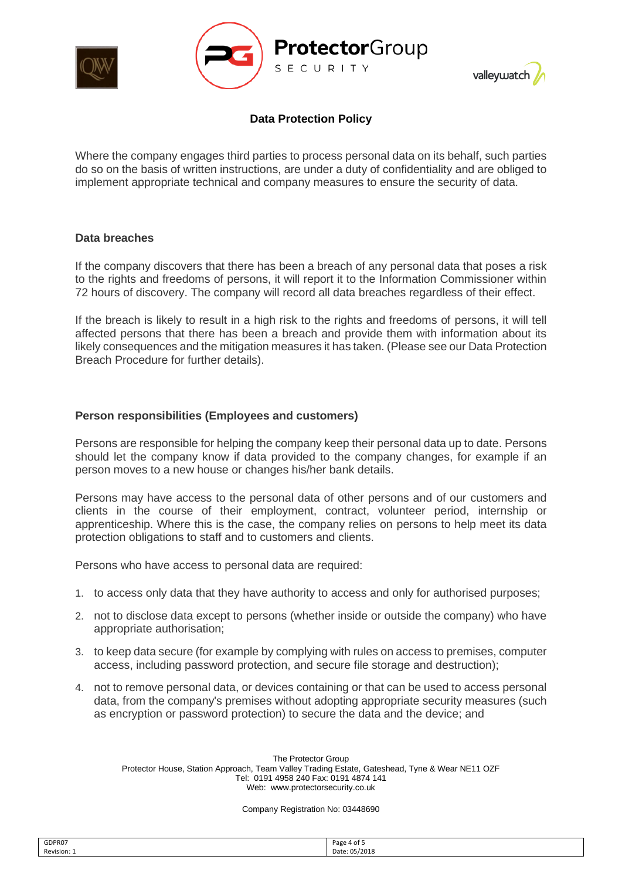## Data Protection Policy

Where the company engages third parties to process personal data on its behalf, such parties do so on the basis of written instructions, are under a duty of confidentiality and are obliged to implement appropriate technical and company measures to ensure the security of data.

### Data breaches

If the company discovers that there has been a breach of any personal data that poses a risk to the rights and freedoms of persons, it will report it to the Information Commissioner within 72 hours of discovery. The company will record all data breaches regardless of their effect.

If the breach is likely to result in a high risk to the rights and freedoms of persons, it will tell affected persons that there has been a breach and provide them with information about its likely consequences and the mitigation measures it has taken. (Please see our Data Protection Breach Procedure for further details).

### Person responsibilities (Employees and customers)

Persons are responsible for helping the company keep their personal data up to date. Persons should let the company know if data provided to the company changes, for example if an person moves to a new house or changes his/her bank details.

Persons may have access to the personal data of other persons and of our customers and clients in the course of their employment, contract, volunteer period, internship or apprenticeship. Where this is the case, the company relies on persons to help meet its data protection obligations to staff and to customers and clients.

Persons who have access to personal data are required:

1. to access only data that they have authority to access and only for authorised purposes;
2. not to disclose data except to persons (whether inside or outside the company) who have appropriate authorisation;
3. to keep data secure (for example by complying with rules on access to premises, computer access, including password protection, and secure file storage and destruction);
4. not to remove personal data, or devices containing or that can be used to access personal data, from the company's premises without adopting appropriate security measures (such as encryption or password protection) to secure the data and the device; and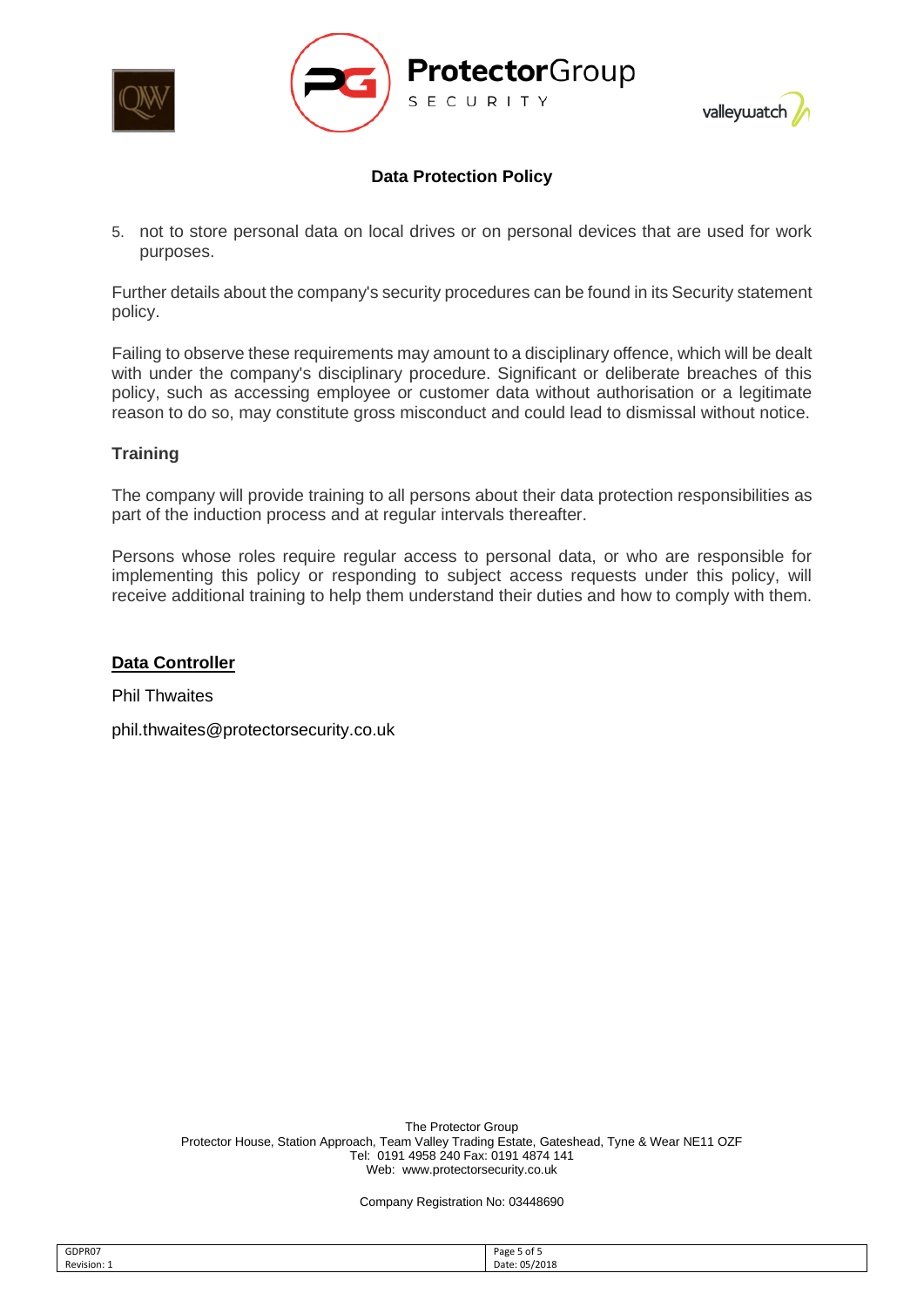5. not to store personal data on local drives or on personal devices that are used for work purposes.

Further details about the company's security procedures can be found in its Security statement policy.

Failing to observe these requirements may amount to a disciplinary offence, which will be dealt with under the company's disciplinary procedure. Significant or deliberate breaches of this policy, such as accessing employee or customer data without authorisation or a legitimate reason to do so, may constitute gross misconduct and could lead to dismissal without notice.

### Training

The company will provide training to all persons about their data protection responsibilities as part of the induction process and at regular intervals thereafter.

Persons whose roles require regular access to personal data, or who are responsible for implementing this policy or responding to subject access requests under this policy, will receive additional training to help them understand their duties and how to comply with them.

### Data Controller

Phil Thwaites

phil.thwaites@protectorsecurity.co.uk